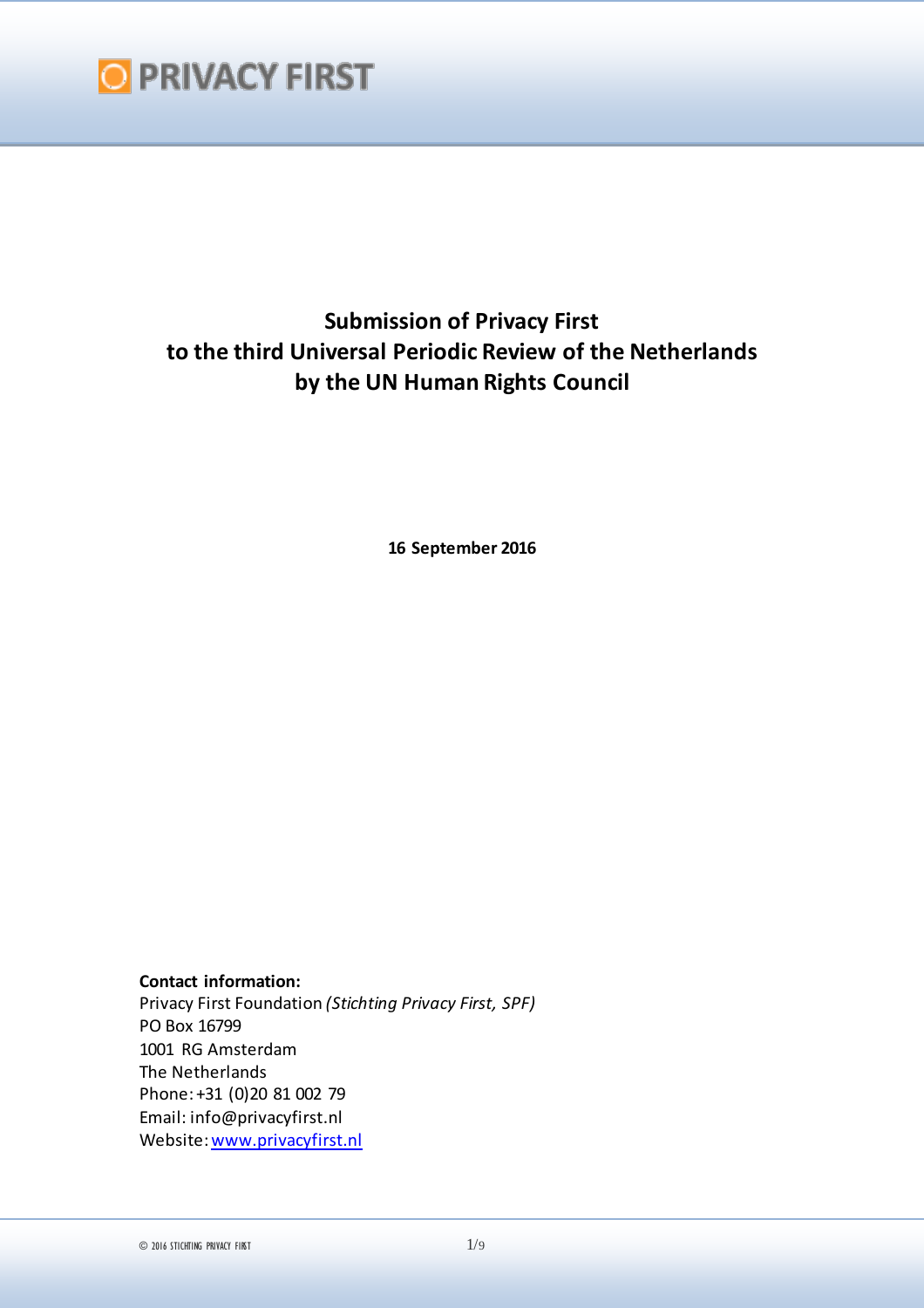PRIVACY FIRST

# Submission of Privacy First to the third Universal Periodic Review of the Netherlands by the UN Human Rights Council

**16 September 2016**

**Contact information:**
Privacy First Foundation *(Stichting Privacy First, SPF)*
PO Box 16799
1001 RG Amsterdam
The Netherlands
Phone: +31 (0)20 81 002 79
Email: info@privacyfirst.nl
Website: www.privacyfirst.nl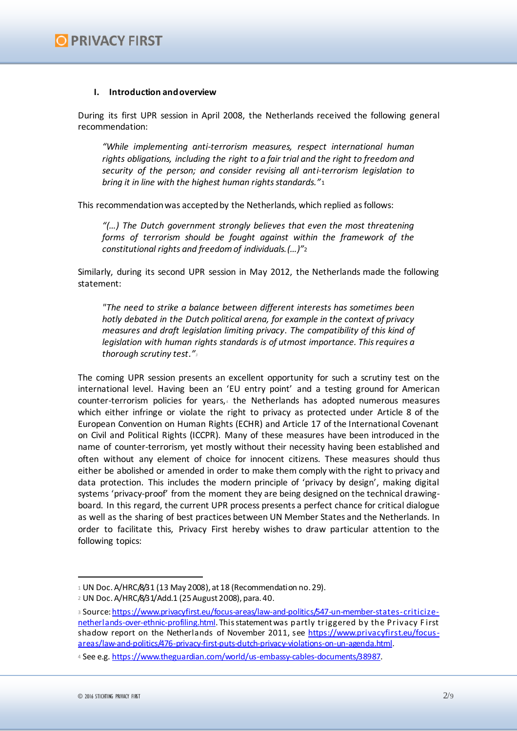## I. Introduction and overview

During its first UPR session in April 2008, the Netherlands received the following general recommendation:

> *"While implementing anti-terrorism measures, respect international human rights obligations, including the right to a fair trial and the right to freedom and security of the person; and consider revising all anti-terrorism legislation to bring it in line with the highest human rights standards."*[1]

This recommendation was accepted by the Netherlands, which replied as follows:

> *"(…) The Dutch government strongly believes that even the most threatening forms of terrorism should be fought against within the framework of the constitutional rights and freedom of individuals. (…)"*[2]

Similarly, during its second UPR session in May 2012, the Netherlands made the following statement:

> *"The need to strike a balance between different interests has sometimes been hotly debated in the Dutch political arena, for example in the context of privacy measures and draft legislation limiting privacy. The compatibility of this kind of legislation with human rights standards is of utmost importance. This requires a thorough scrutiny test."*[3]

The coming UPR session presents an excellent opportunity for such a scrutiny test on the international level. Having been an 'EU entry point' and a testing ground for American counter-terrorism policies for years,[4] the Netherlands has adopted numerous measures which either infringe or violate the right to privacy as protected under Article 8 of the European Convention on Human Rights (ECHR) and Article 17 of the International Covenant on Civil and Political Rights (ICCPR). Many of these measures have been introduced in the name of counter-terrorism, yet mostly without their necessity having been established and often without any element of choice for innocent citizens. These measures should thus either be abolished or amended in order to make them comply with the right to privacy and data protection. This includes the modern principle of 'privacy by design', making digital systems 'privacy-proof' from the moment they are being designed on the technical drawing-board. In this regard, the current UPR process presents a perfect chance for critical dialogue as well as the sharing of best practices between UN Member States and the Netherlands. In order to facilitate this, Privacy First hereby wishes to draw particular attention to the following topics:

---

[1] UN Doc. A/HRC/8/31 (13 May 2008), at 18 (Recommendation no. 29).

[2] UN Doc. A/HRC/8/31/Add.1 (25 August 2008), para. 40.

[3] Source: https://www.privacyfirst.eu/focus-areas/law-and-politics/547-un-member-states-criticize-netherlands-over-ethnic-profiling.html. This statement was partly triggered by the Privacy First shadow report on the Netherlands of November 2011, see https://www.privacyfirst.eu/focus-areas/law-and-politics/476-privacy-first-puts-dutch-privacy-violations-on-un-agenda.html.

[4] See e.g. https://www.theguardian.com/world/us-embassy-cables-documents/38987.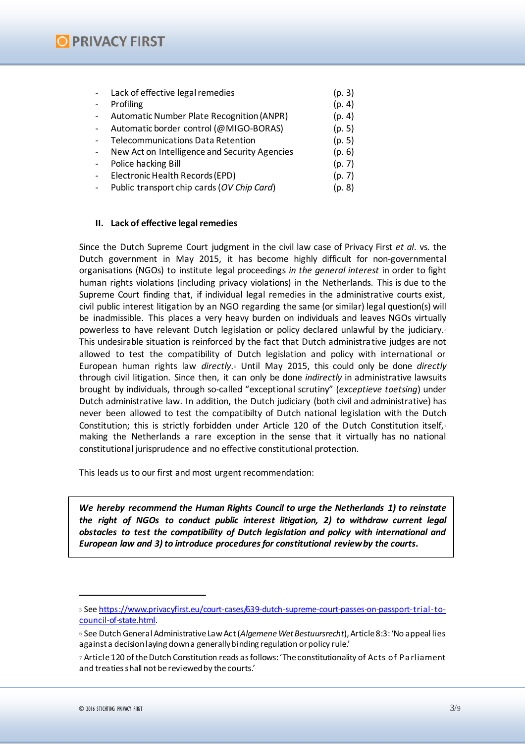- Lack of effective legal remedies (p. 3)
- Profiling (p. 4)
- Automatic Number Plate Recognition (ANPR) (p. 4)
- Automatic border control (@MIGO-BORAS) (p. 5)
- Telecommunications Data Retention (p. 5)
- New Act on Intelligence and Security Agencies (p. 6)
- Police hacking Bill (p. 7)
- Electronic Health Records (EPD) (p. 7)
- Public transport chip cards (*OV Chip Card*) (p. 8)

## II. Lack of effective legal remedies

Since the Dutch Supreme Court judgment in the civil law case of Privacy First *et al*. vs. the Dutch government in May 2015, it has become highly difficult for non-governmental organisations (NGOs) to institute legal proceedings *in the general interest* in order to fight human rights violations (including privacy violations) in the Netherlands. This is due to the Supreme Court finding that, if individual legal remedies in the administrative courts exist, civil public interest litigation by an NGO regarding the same (or similar) legal question(s) will be inadmissible. This places a very heavy burden on individuals and leaves NGOs virtually powerless to have relevant Dutch legislation or policy declared unlawful by the judiciary.[5] This undesirable situation is reinforced by the fact that Dutch administrative judges are not allowed to test the compatibility of Dutch legislation and policy with international or European human rights law *directly*.[6] Until May 2015, this could only be done *directly* through civil litigation. Since then, it can only be done *indirectly* in administrative lawsuits brought by individuals, through so-called "exceptional scrutiny" (*exceptieve toetsing*) under Dutch administrative law. In addition, the Dutch judiciary (both civil and administrative) has never been allowed to test the compatibilty of Dutch national legislation with the Dutch Constitution; this is strictly forbidden under Article 120 of the Dutch Constitution itself,[7] making the Netherlands a rare exception in the sense that it virtually has no national constitutional jurisprudence and no effective constitutional protection.

This leads us to our first and most urgent recommendation:

> ***We hereby recommend the Human Rights Council to urge the Netherlands 1) to reinstate the right of NGOs to conduct public interest litigation, 2) to withdraw current legal obstacles to test the compatibility of Dutch legislation and policy with international and European law and 3) to introduce procedures for constitutional review by the courts.***

---

[5] See https://www.privacyfirst.eu/court-cases/639-dutch-supreme-court-passes-on-passport-trial-to-council-of-state.html.

[6] See Dutch General Administrative Law Act (*Algemene Wet Bestuursrecht*), Article 8:3: 'No appeal lies against a decision laying down a generally binding regulation or policy rule.'

[7] Article 120 of the Dutch Constitution reads as follows: 'The constitutionality of Acts of Parliament and treaties shall not be reviewed by the courts.'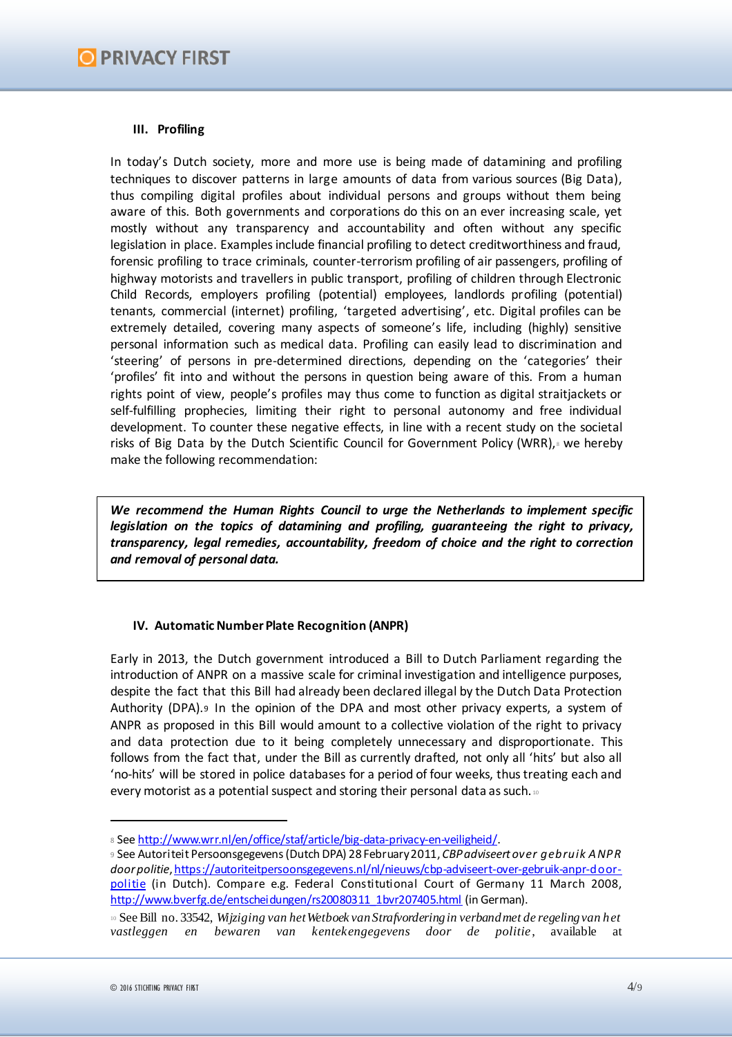### III. Profiling

In today's Dutch society, more and more use is being made of datamining and profiling techniques to discover patterns in large amounts of data from various sources (Big Data), thus compiling digital profiles about individual persons and groups without them being aware of this. Both governments and corporations do this on an ever increasing scale, yet mostly without any transparency and accountability and often without any specific legislation in place. Examples include financial profiling to detect creditworthiness and fraud, forensic profiling to trace criminals, counter-terrorism profiling of air passengers, profiling of highway motorists and travellers in public transport, profiling of children through Electronic Child Records, employers profiling (potential) employees, landlords profiling (potential) tenants, commercial (internet) profiling, 'targeted advertising', etc. Digital profiles can be extremely detailed, covering many aspects of someone's life, including (highly) sensitive personal information such as medical data. Profiling can easily lead to discrimination and 'steering' of persons in pre-determined directions, depending on the 'categories' their 'profiles' fit into and without the persons in question being aware of this. From a human rights point of view, people's profiles may thus come to function as digital straitjackets or self-fulfilling prophecies, limiting their right to personal autonomy and free individual development. To counter these negative effects, in line with a recent study on the societal risks of Big Data by the Dutch Scientific Council for Government Policy (WRR),[8] we hereby make the following recommendation:

***We recommend the Human Rights Council to urge the Netherlands to implement specific legislation on the topics of datamining and profiling, guaranteeing the right to privacy, transparency, legal remedies, accountability, freedom of choice and the right to correction and removal of personal data.***

### IV. Automatic Number Plate Recognition (ANPR)

Early in 2013, the Dutch government introduced a Bill to Dutch Parliament regarding the introduction of ANPR on a massive scale for criminal investigation and intelligence purposes, despite the fact that this Bill had already been declared illegal by the Dutch Data Protection Authority (DPA).[9] In the opinion of the DPA and most other privacy experts, a system of ANPR as proposed in this Bill would amount to a collective violation of the right to privacy and data protection due to it being completely unnecessary and disproportionate. This follows from the fact that, under the Bill as currently drafted, not only all 'hits' but also all 'no-hits' will be stored in police databases for a period of four weeks, thus treating each and every motorist as a potential suspect and storing their personal data as such.[10]

---

[8] See http://www.wrr.nl/en/office/staf/article/big-data-privacy-en-veiligheid/.

[9] See Autoriteit Persoonsgegevens (Dutch DPA) 28 February 2011, *CBP adviseert over gebruik ANPR door politie*, https://autoriteitpersoonsgegevens.nl/nl/nieuws/cbp-adviseert-over-gebruik-anpr-door-politie (in Dutch). Compare e.g. Federal Constitutional Court of Germany 11 March 2008, http://www.bverfg.de/entscheidungen/rs20080311_1bvr207405.html (in German).

[10] See Bill no. 33542, *Wijziging van het Wetboek van Strafvordering in verband met de regeling van het vastleggen en bewaren van kentekengegevens door de politie*, available at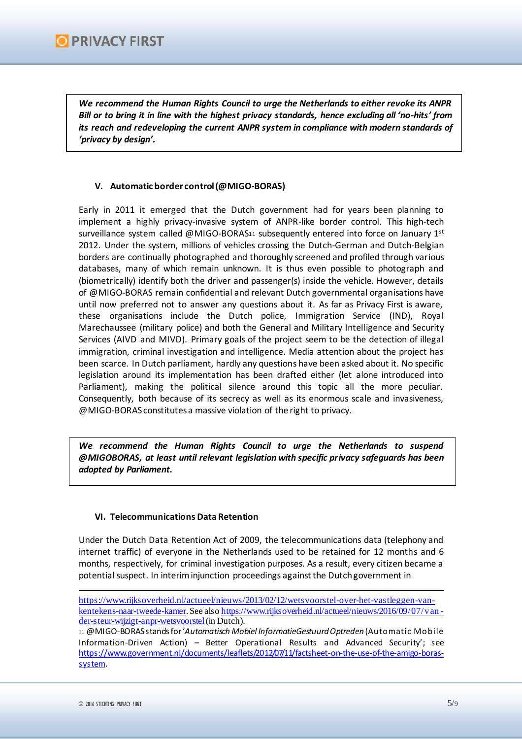***We recommend the Human Rights Council to urge the Netherlands to either revoke its ANPR Bill or to bring it in line with the highest privacy standards, hence excluding all 'no-hits' from its reach and redeveloping the current ANPR system in compliance with modern standards of 'privacy by design'.***

### V. Automatic border control (@MIGO-BORAS)

Early in 2011 it emerged that the Dutch government had for years been planning to implement a highly privacy-invasive system of ANPR-like border control. This high-tech surveillance system called @MIGO-BORAS[11] subsequently entered into force on January 1st 2012. Under the system, millions of vehicles crossing the Dutch-German and Dutch-Belgian borders are continually photographed and thoroughly screened and profiled through various databases, many of which remain unknown. It is thus even possible to photograph and (biometrically) identify both the driver and passenger(s) inside the vehicle. However, details of @MIGO-BORAS remain confidential and relevant Dutch governmental organisations have until now preferred not to answer any questions about it. As far as Privacy First is aware, these organisations include the Dutch police, Immigration Service (IND), Royal Marechaussee (military police) and both the General and Military Intelligence and Security Services (AIVD and MIVD). Primary goals of the project seem to be the detection of illegal immigration, criminal investigation and intelligence. Media attention about the project has been scarce. In Dutch parliament, hardly any questions have been asked about it. No specific legislation around its implementation has been drafted either (let alone introduced into Parliament), making the political silence around this topic all the more peculiar. Consequently, both because of its secrecy as well as its enormous scale and invasiveness, @MIGO-BORAS constitutes a massive violation of the right to privacy.

***We recommend the Human Rights Council to urge the Netherlands to suspend @MIGOBORAS, at least until relevant legislation with specific privacy safeguards has been adopted by Parliament.***

### VI. Telecommunications Data Retention

Under the Dutch Data Retention Act of 2009, the telecommunications data (telephony and internet traffic) of everyone in the Netherlands used to be retained for 12 months and 6 months, respectively, for criminal investigation purposes. As a result, every citizen became a potential suspect. In interim injunction proceedings against the Dutch government in

---

https://www.rijksoverheid.nl/actueel/nieuws/2013/02/12/wetsvoorstel-over-het-vastleggen-van-kentekens-naar-tweede-kamer. See also https://www.rijksoverheid.nl/actueel/nieuws/2016/09/07/van-der-steur-wijzigt-anpr-wetsvoorstel (in Dutch).

[11] @MIGO-BORAS stands for '*Automatisch Mobiel InformatieGestuurd Optreden* (Automatic Mobile Information-Driven Action) – Better Operational Results and Advanced Security'; see https://www.government.nl/documents/leaflets/2012/07/11/factsheet-on-the-use-of-the-amigo-boras-system.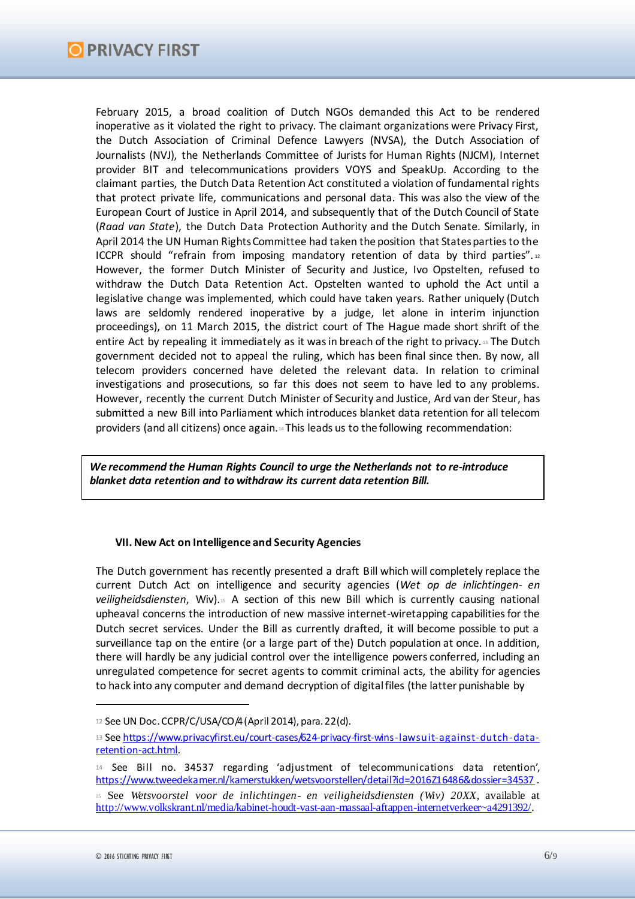February 2015, a broad coalition of Dutch NGOs demanded this Act to be rendered inoperative as it violated the right to privacy. The claimant organizations were Privacy First, the Dutch Association of Criminal Defence Lawyers (NVSA), the Dutch Association of Journalists (NVJ), the Netherlands Committee of Jurists for Human Rights (NJCM), Internet provider BIT and telecommunications providers VOYS and SpeakUp. According to the claimant parties, the Dutch Data Retention Act constituted a violation of fundamental rights that protect private life, communications and personal data. This was also the view of the European Court of Justice in April 2014, and subsequently that of the Dutch Council of State (*Raad van State*), the Dutch Data Protection Authority and the Dutch Senate. Similarly, in April 2014 the UN Human Rights Committee had taken the position that States parties to the ICCPR should "refrain from imposing mandatory retention of data by third parties".[12] However, the former Dutch Minister of Security and Justice, Ivo Opstelten, refused to withdraw the Dutch Data Retention Act. Opstelten wanted to uphold the Act until a legislative change was implemented, which could have taken years. Rather uniquely (Dutch laws are seldomly rendered inoperative by a judge, let alone in interim injunction proceedings), on 11 March 2015, the district court of The Hague made short shrift of the entire Act by repealing it immediately as it was in breach of the right to privacy.[13] The Dutch government decided not to appeal the ruling, which has been final since then. By now, all telecom providers concerned have deleted the relevant data. In relation to criminal investigations and prosecutions, so far this does not seem to have led to any problems. However, recently the current Dutch Minister of Security and Justice, Ard van der Steur, has submitted a new Bill into Parliament which introduces blanket data retention for all telecom providers (and all citizens) once again.[14] This leads us to the following recommendation:

***We recommend the Human Rights Council to urge the Netherlands not to re-introduce blanket data retention and to withdraw its current data retention Bill.***

### VII. New Act on Intelligence and Security Agencies

The Dutch government has recently presented a draft Bill which will completely replace the current Dutch Act on intelligence and security agencies (*Wet op de inlichtingen- en veiligheidsdiensten*, Wiv).[15] A section of this new Bill which is currently causing national upheaval concerns the introduction of new massive internet-wiretapping capabilities for the Dutch secret services. Under the Bill as currently drafted, it will become possible to put a surveillance tap on the entire (or a large part of the) Dutch population at once. In addition, there will hardly be any judicial control over the intelligence powers conferred, including an unregulated competence for secret agents to commit criminal acts, the ability for agencies to hack into any computer and demand decryption of digital files (the latter punishable by

---

[12] See UN Doc. CCPR/C/USA/CO/4 (April 2014), para. 22(d).

[13] See https://www.privacyfirst.eu/court-cases/624-privacy-first-wins-lawsuit-against-dutch-data-retention-act.html.

[14] See Bill no. 34537 regarding 'adjustment of telecommunications data retention', https://www.tweedekamer.nl/kamerstukken/wetsvoorstellen/detail?id=2016Z16486&dossier=34537 .

[15] See *Wetsvoorstel voor de inlichtingen- en veiligheidsdiensten (Wiv) 20XX*, available at http://www.volkskrant.nl/media/kabinet-houdt-vast-aan-massaal-aftappen-internetverkeer~a4291392/.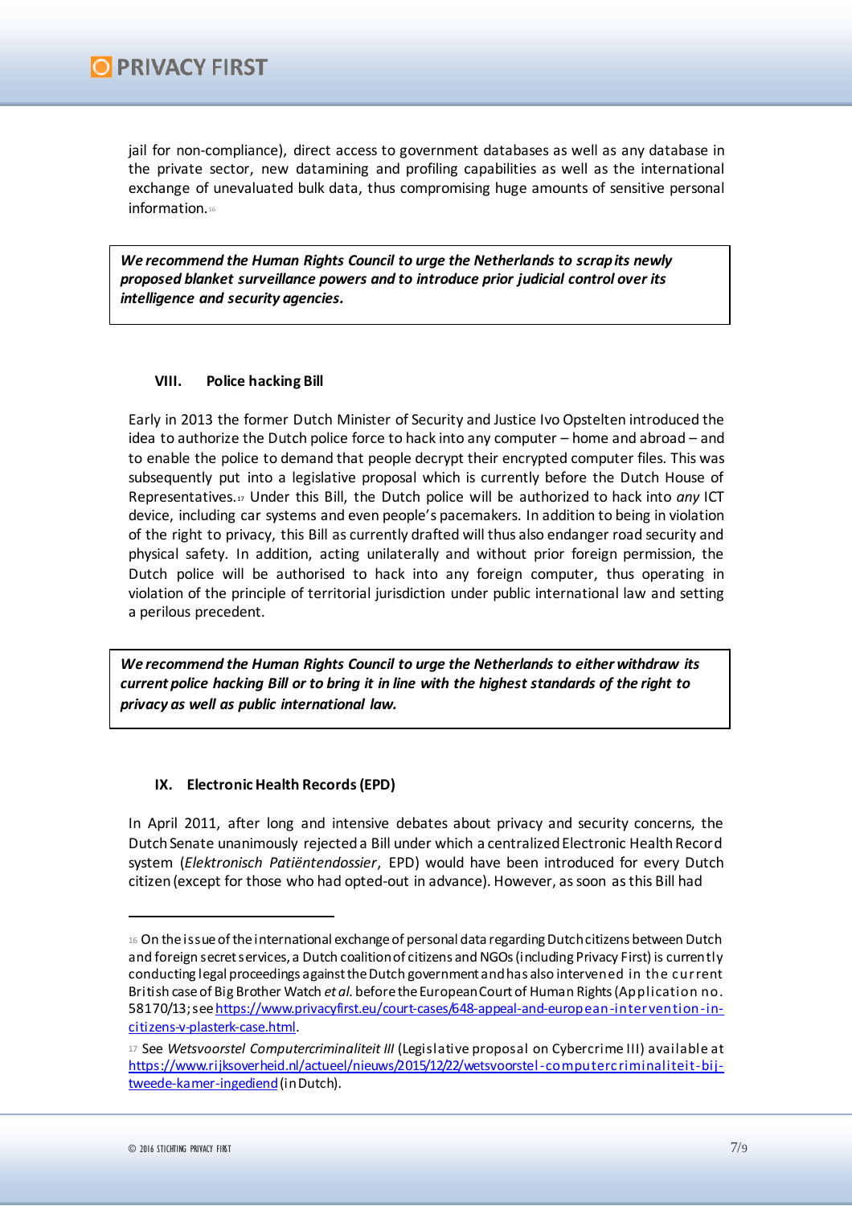jail for non-compliance), direct access to government databases as well as any database in the private sector, new datamining and profiling capabilities as well as the international exchange of unevaluated bulk data, thus compromising huge amounts of sensitive personal information.[16]

> ***We recommend the Human Rights Council to urge the Netherlands to scrap its newly proposed blanket surveillance powers and to introduce prior judicial control over its intelligence and security agencies.***

### VIII. Police hacking Bill

Early in 2013 the former Dutch Minister of Security and Justice Ivo Opstelten introduced the idea to authorize the Dutch police force to hack into any computer – home and abroad – and to enable the police to demand that people decrypt their encrypted computer files. This was subsequently put into a legislative proposal which is currently before the Dutch House of Representatives.[17] Under this Bill, the Dutch police will be authorized to hack into *any* ICT device, including car systems and even people's pacemakers. In addition to being in violation of the right to privacy, this Bill as currently drafted will thus also endanger road security and physical safety. In addition, acting unilaterally and without prior foreign permission, the Dutch police will be authorised to hack into any foreign computer, thus operating in violation of the principle of territorial jurisdiction under public international law and setting a perilous precedent.

> ***We recommend the Human Rights Council to urge the Netherlands to either withdraw its current police hacking Bill or to bring it in line with the highest standards of the right to privacy as well as public international law.***

### IX. Electronic Health Records (EPD)

In April 2011, after long and intensive debates about privacy and security concerns, the Dutch Senate unanimously rejected a Bill under which a centralized Electronic Health Record system (*Elektronisch Patiëntendossier*, EPD) would have been introduced for every Dutch citizen (except for those who had opted-out in advance). However, as soon as this Bill had

---

[16] On the issue of the international exchange of personal data regarding Dutch citizens between Dutch and foreign secret services, a Dutch coalition of citizens and NGOs (including Privacy First) is currently conducting legal proceedings against the Dutch government and has also intervened in the current British case of Big Brother Watch *et al.* before the European Court of Human Rights (Application no. 58170/13; see https://www.privacyfirst.eu/court-cases/648-appeal-and-european-intervention-in-citizens-v-plasterk-case.html.

[17] See *Wetsvoorstel Computercriminaliteit III* (Legislative proposal on Cybercrime III) available at https://www.rijksoverheid.nl/actueel/nieuws/2015/12/22/wetsvoorstel-computercriminaliteit-bij-tweede-kamer-ingediend (in Dutch).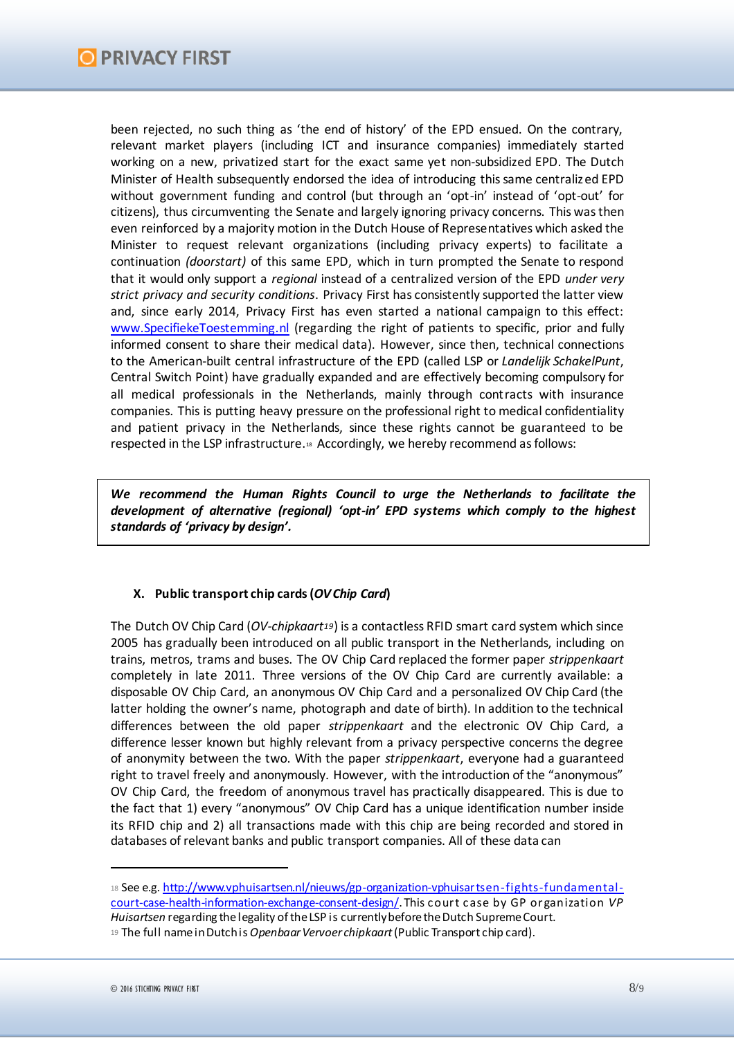been rejected, no such thing as 'the end of history' of the EPD ensued. On the contrary, relevant market players (including ICT and insurance companies) immediately started working on a new, privatized start for the exact same yet non-subsidized EPD. The Dutch Minister of Health subsequently endorsed the idea of introducing this same centralized EPD without government funding and control (but through an 'opt-in' instead of 'opt-out' for citizens), thus circumventing the Senate and largely ignoring privacy concerns. This was then even reinforced by a majority motion in the Dutch House of Representatives which asked the Minister to request relevant organizations (including privacy experts) to facilitate a continuation *(doorstart)* of this same EPD, which in turn prompted the Senate to respond that it would only support a *regional* instead of a centralized version of the EPD *under very strict privacy and security conditions*. Privacy First has consistently supported the latter view and, since early 2014, Privacy First has even started a national campaign to this effect: [www.SpecifiekeToestemming.nl](http://www.SpecifiekeToestemming.nl) (regarding the right of patients to specific, prior and fully informed consent to share their medical data). However, since then, technical connections to the American-built central infrastructure of the EPD (called LSP or *Landelijk SchakelPunt*, Central Switch Point) have gradually expanded and are effectively becoming compulsory for all medical professionals in the Netherlands, mainly through contracts with insurance companies. This is putting heavy pressure on the professional right to medical confidentiality and patient privacy in the Netherlands, since these rights cannot be guaranteed to be respected in the LSP infrastructure.[18] Accordingly, we hereby recommend as follows:

> ***We recommend the Human Rights Council to urge the Netherlands to facilitate the development of alternative (regional) 'opt-in' EPD systems which comply to the highest standards of 'privacy by design'.***

### X. Public transport chip cards (*OV Chip Card*)

The Dutch OV Chip Card (*OV-chipkaart*[19]) is a contactless RFID smart card system which since 2005 has gradually been introduced on all public transport in the Netherlands, including on trains, metros, trams and buses. The OV Chip Card replaced the former paper *strippenkaart* completely in late 2011. Three versions of the OV Chip Card are currently available: a disposable OV Chip Card, an anonymous OV Chip Card and a personalized OV Chip Card (the latter holding the owner's name, photograph and date of birth). In addition to the technical differences between the old paper *strippenkaart* and the electronic OV Chip Card, a difference lesser known but highly relevant from a privacy perspective concerns the degree of anonymity between the two. With the paper *strippenkaart*, everyone had a guaranteed right to travel freely and anonymously. However, with the introduction of the "anonymous" OV Chip Card, the freedom of anonymous travel has practically disappeared. This is due to the fact that 1) every "anonymous" OV Chip Card has a unique identification number inside its RFID chip and 2) all transactions made with this chip are being recorded and stored in databases of relevant banks and public transport companies. All of these data can

---

[18] See e.g. [http://www.vphuisartsen.nl/nieuws/gp-organization-vphuisartsen-fights-fundamental-court-case-health-information-exchange-consent-design/](http://www.vphuisartsen.nl/nieuws/gp-organization-vphuisartsen-fights-fundamental-court-case-health-information-exchange-consent-design/). This court case by GP organization *VP Huisartsen* regarding the legality of the LSP is currently before the Dutch Supreme Court.

[19] The full name in Dutch is *Openbaar Vervoer chipkaart* (Public Transport chip card).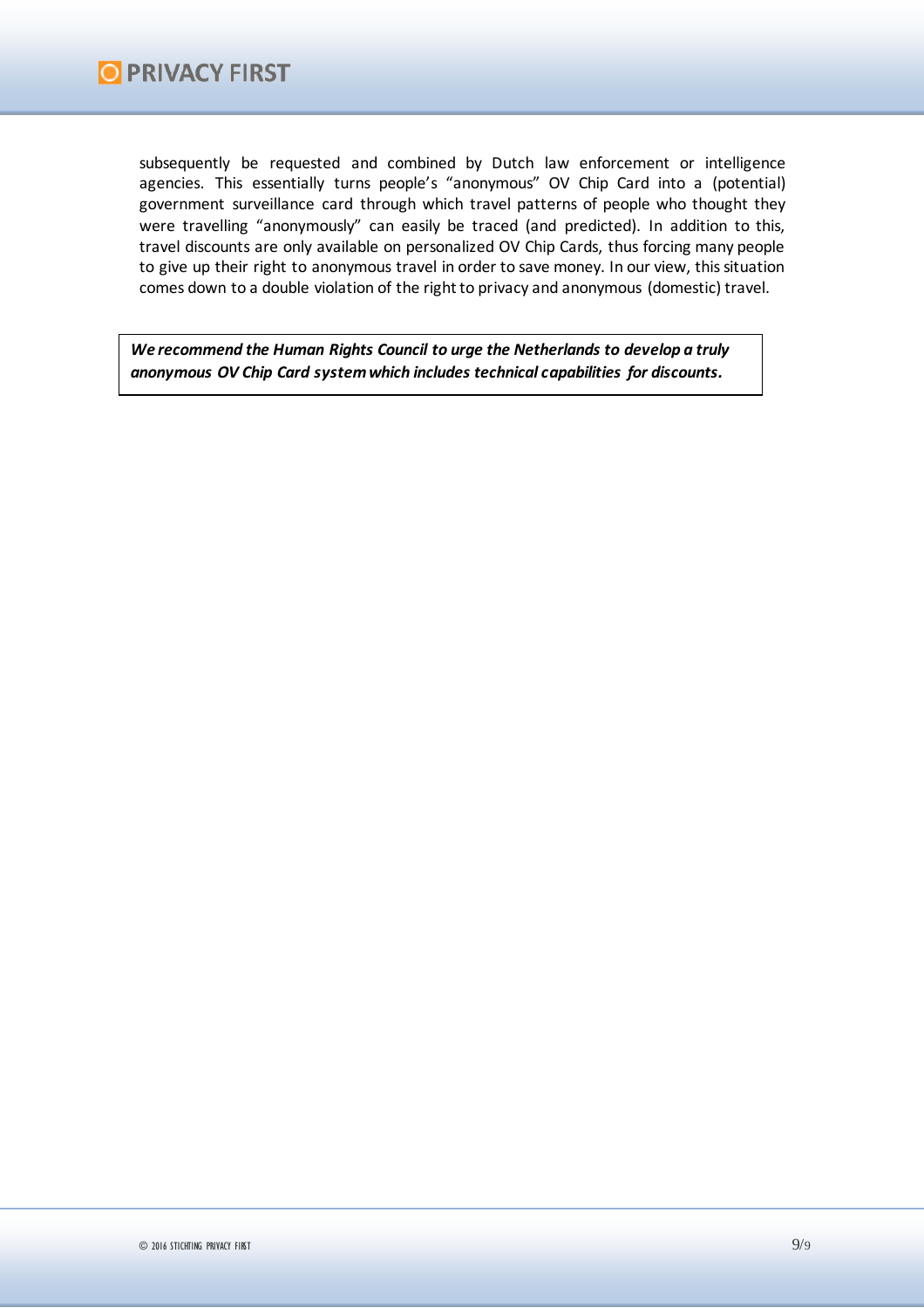subsequently be requested and combined by Dutch law enforcement or intelligence agencies. This essentially turns people's "anonymous" OV Chip Card into a (potential) government surveillance card through which travel patterns of people who thought they were travelling "anonymously" can easily be traced (and predicted). In addition to this, travel discounts are only available on personalized OV Chip Cards, thus forcing many people to give up their right to anonymous travel in order to save money. In our view, this situation comes down to a double violation of the right to privacy and anonymous (domestic) travel.

***We recommend the Human Rights Council to urge the Netherlands to develop a truly anonymous OV Chip Card system which includes technical capabilities for discounts.***